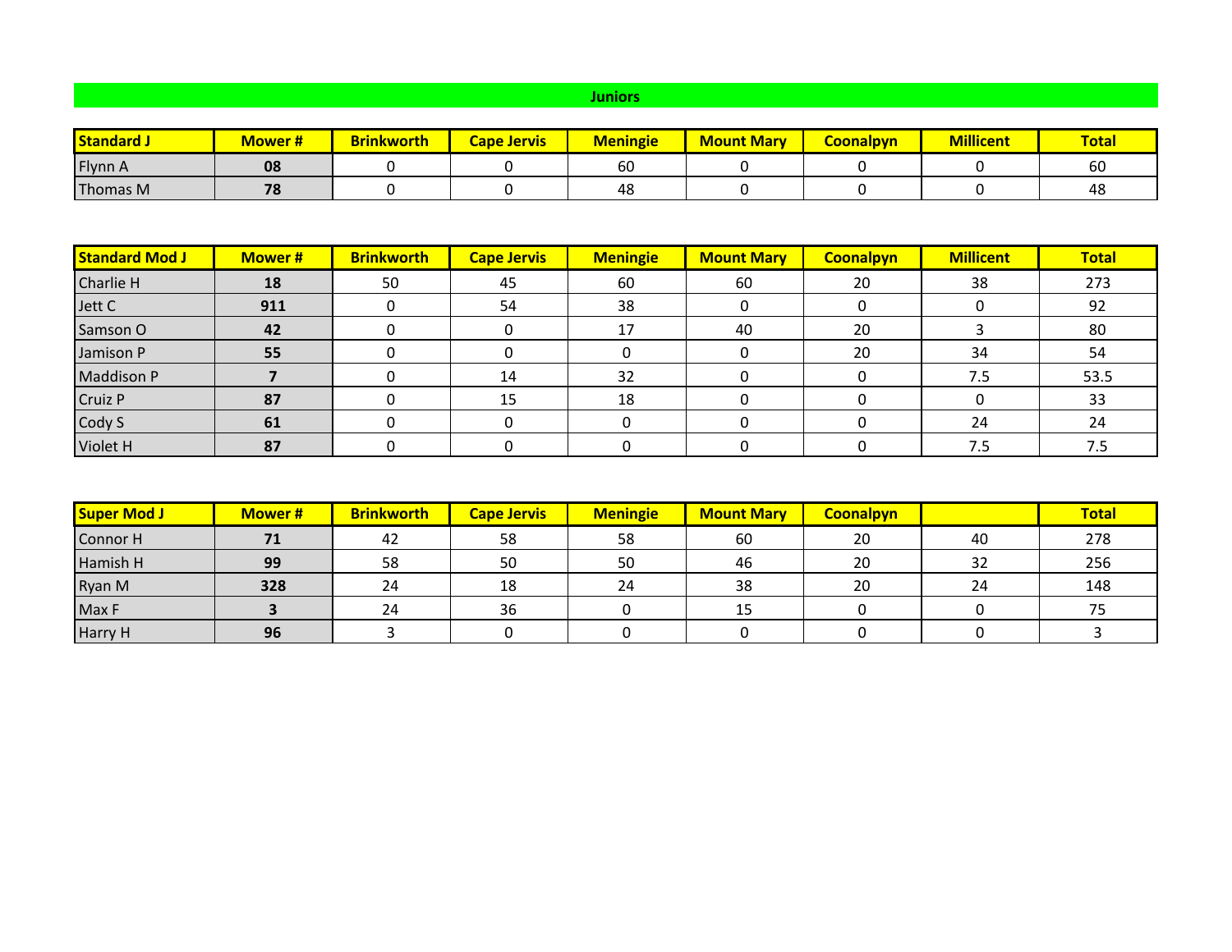## Juniors

| Standard J | Mower # | Brinkworth | Cape Jervis | Meningie | Mount Mary | Coonalpyn | Millicent | Total |
|---|---|---|---|---|---|---|---|---|
| Flynn A | **08** | 0 | 0 | 60 | 0 | 0 | 0 | 60 |
| Thomas M | **78** | 0 | 0 | 48 | 0 | 0 | 0 | 48 |

| Standard Mod J | Mower # | Brinkworth | Cape Jervis | Meningie | Mount Mary | Coonalpyn | Millicent | Total |
|---|---|---|---|---|---|---|---|---|
| Charlie H | **18** | 50 | 45 | 60 | 60 | 20 | 38 | 273 |
| Jett C | **911** | 0 | 54 | 38 | 0 | 0 | 0 | 92 |
| Samson O | **42** | 0 | 0 | 17 | 40 | 20 | 3 | 80 |
| Jamison P | **55** | 0 | 0 | 0 | 0 | 20 | 34 | 54 |
| Maddison P | **7** | 0 | 14 | 32 | 0 | 0 | 7.5 | 53.5 |
| Cruiz P | **87** | 0 | 15 | 18 | 0 | 0 | 0 | 33 |
| Cody S | **61** | 0 | 0 | 0 | 0 | 0 | 24 | 24 |
| Violet H | **87** | 0 | 0 | 0 | 0 | 0 | 7.5 | 7.5 |

| Super Mod J | Mower # | Brinkworth | Cape Jervis | Meningie | Mount Mary | Coonalpyn | | Total |
|---|---|---|---|---|---|---|---|---|
| Connor H | **71** | 42 | 58 | 58 | 60 | 20 | 40 | 278 |
| Hamish H | **99** | 58 | 50 | 50 | 46 | 20 | 32 | 256 |
| Ryan M | **328** | 24 | 18 | 24 | 38 | 20 | 24 | 148 |
| Max F | **3** | 24 | 36 | 0 | 15 | 0 | 0 | 75 |
| Harry H | **96** | 3 | 0 | 0 | 0 | 0 | 0 | 3 |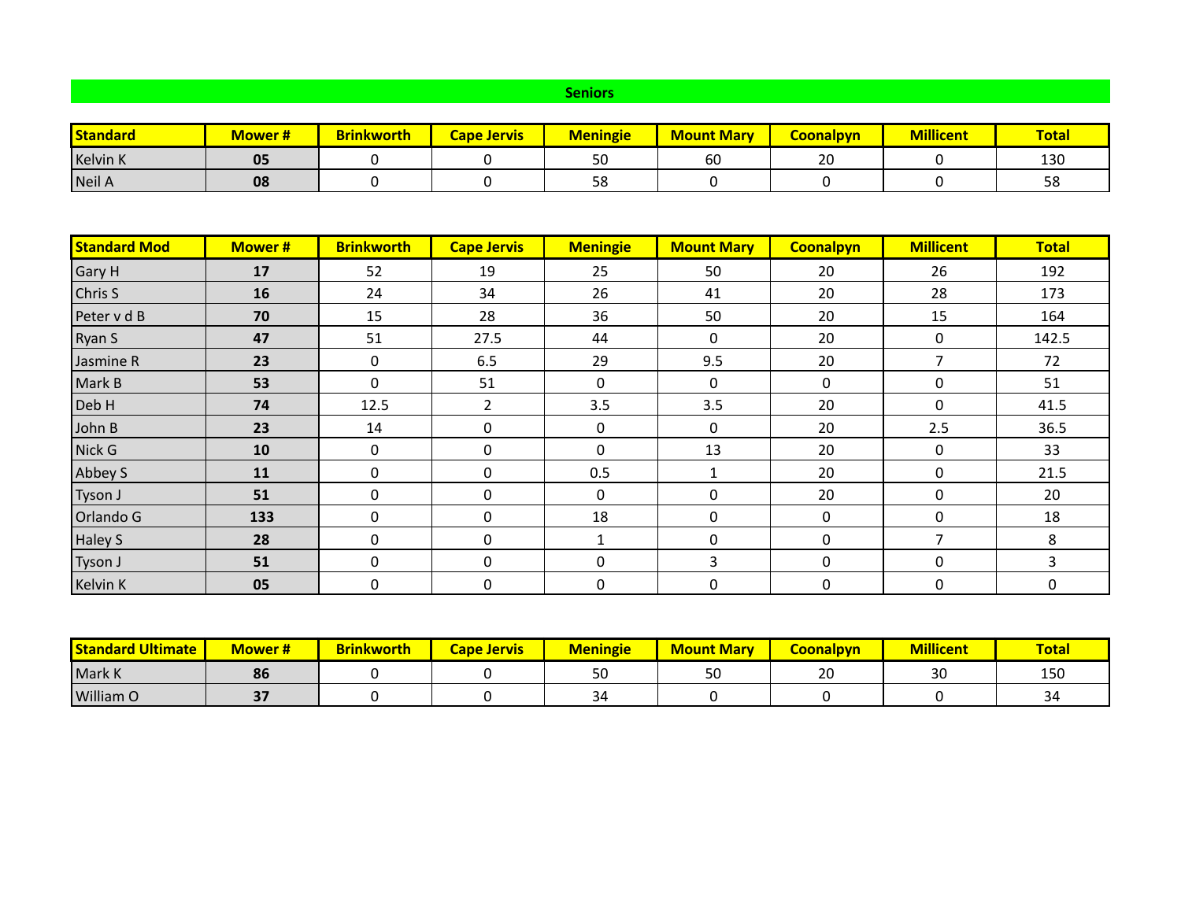## Seniors

| Standard | Mower # | Brinkworth | Cape Jervis | Meningie | Mount Mary | Coonalpyn | Millicent | Total |
|---|---|---|---|---|---|---|---|---|
| Kelvin K | **05** | 0 | 0 | 50 | 60 | 20 | 0 | 130 |
| Neil A | **08** | 0 | 0 | 58 | 0 | 0 | 0 | 58 |

| Standard Mod | Mower # | Brinkworth | Cape Jervis | Meningie | Mount Mary | Coonalpyn | Millicent | Total |
|---|---|---|---|---|---|---|---|---|
| Gary H | **17** | 52 | 19 | 25 | 50 | 20 | 26 | 192 |
| Chris S | **16** | 24 | 34 | 26 | 41 | 20 | 28 | 173 |
| Peter v d B | **70** | 15 | 28 | 36 | 50 | 20 | 15 | 164 |
| Ryan S | **47** | 51 | 27.5 | 44 | 0 | 20 | 0 | 142.5 |
| Jasmine R | **23** | 0 | 6.5 | 29 | 9.5 | 20 | 7 | 72 |
| Mark B | **53** | 0 | 51 | 0 | 0 | 0 | 0 | 51 |
| Deb H | **74** | 12.5 | 2 | 3.5 | 3.5 | 20 | 0 | 41.5 |
| John B | **23** | 14 | 0 | 0 | 0 | 20 | 2.5 | 36.5 |
| Nick G | **10** | 0 | 0 | 0 | 13 | 20 | 0 | 33 |
| Abbey S | **11** | 0 | 0 | 0.5 | 1 | 20 | 0 | 21.5 |
| Tyson J | **51** | 0 | 0 | 0 | 0 | 20 | 0 | 20 |
| Orlando G | **133** | 0 | 0 | 18 | 0 | 0 | 0 | 18 |
| Haley S | **28** | 0 | 0 | 1 | 0 | 0 | 7 | 8 |
| Tyson J | **51** | 0 | 0 | 0 | 3 | 0 | 0 | 3 |
| Kelvin K | **05** | 0 | 0 | 0 | 0 | 0 | 0 | 0 |

| Standard Ultimate | Mower # | Brinkworth | Cape Jervis | Meningie | Mount Mary | Coonalpyn | Millicent | Total |
|---|---|---|---|---|---|---|---|---|
| Mark K | **86** | 0 | 0 | 50 | 50 | 20 | 30 | 150 |
| William O | **37** | 0 | 0 | 34 | 0 | 0 | 0 | 34 |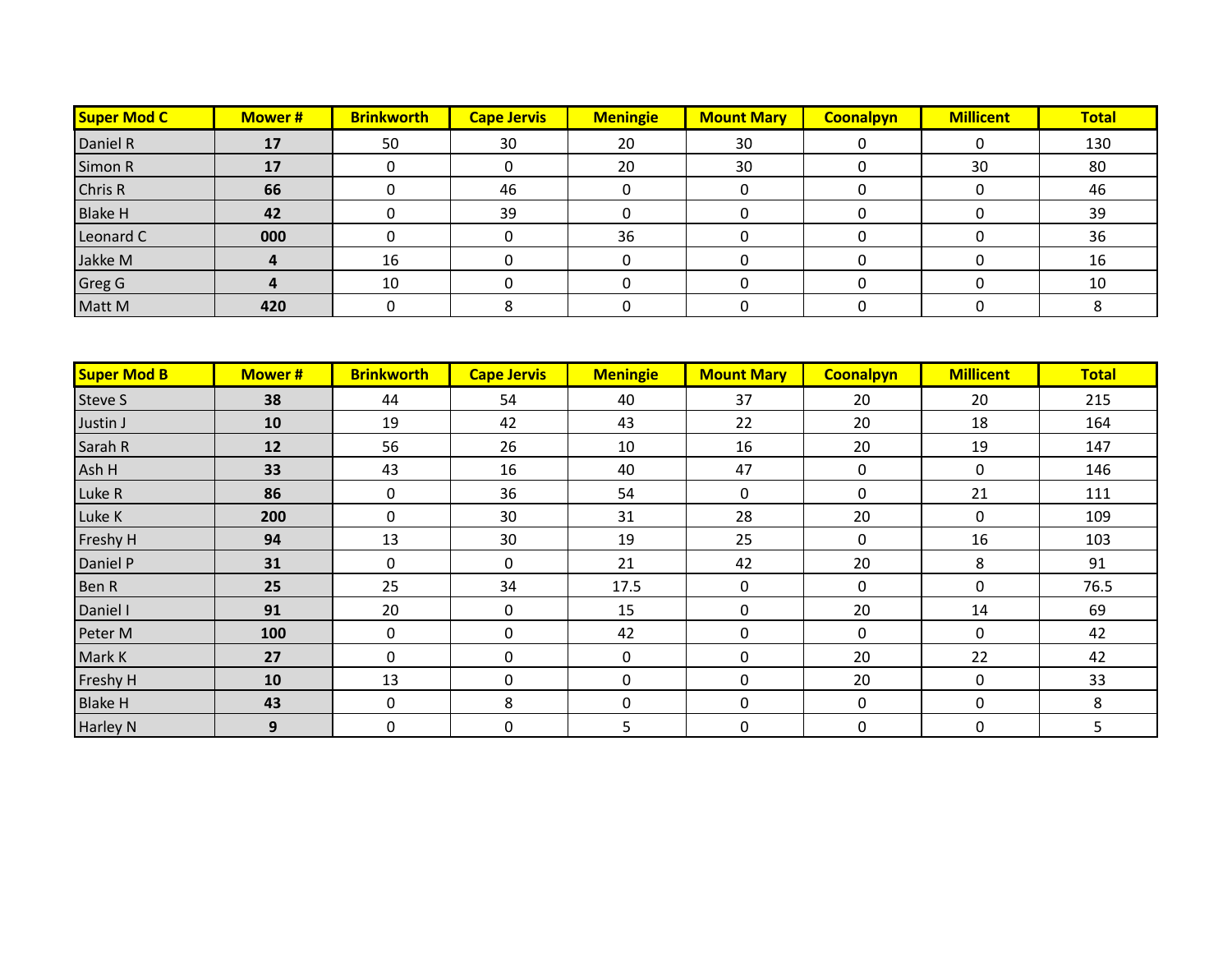| Super Mod C | Mower # | Brinkworth | Cape Jervis | Meningie | Mount Mary | Coonalpyn | Millicent | Total |
|---|---|---|---|---|---|---|---|---|
| Daniel R | **17** | 50 | 30 | 20 | 30 | 0 | 0 | 130 |
| Simon R | **17** | 0 | 0 | 20 | 30 | 0 | 30 | 80 |
| Chris R | **66** | 0 | 46 | 0 | 0 | 0 | 0 | 46 |
| Blake H | **42** | 0 | 39 | 0 | 0 | 0 | 0 | 39 |
| Leonard C | **000** | 0 | 0 | 36 | 0 | 0 | 0 | 36 |
| Jakke M | **4** | 16 | 0 | 0 | 0 | 0 | 0 | 16 |
| Greg G | **4** | 10 | 0 | 0 | 0 | 0 | 0 | 10 |
| Matt M | **420** | 0 | 8 | 0 | 0 | 0 | 0 | 8 |

| Super Mod B | Mower # | Brinkworth | Cape Jervis | Meningie | Mount Mary | Coonalpyn | Millicent | Total |
|---|---|---|---|---|---|---|---|---|
| Steve S | **38** | 44 | 54 | 40 | 37 | 20 | 20 | 215 |
| Justin J | **10** | 19 | 42 | 43 | 22 | 20 | 18 | 164 |
| Sarah R | **12** | 56 | 26 | 10 | 16 | 20 | 19 | 147 |
| Ash H | **33** | 43 | 16 | 40 | 47 | 0 | 0 | 146 |
| Luke R | **86** | 0 | 36 | 54 | 0 | 0 | 21 | 111 |
| Luke K | **200** | 0 | 30 | 31 | 28 | 20 | 0 | 109 |
| Freshy H | **94** | 13 | 30 | 19 | 25 | 0 | 16 | 103 |
| Daniel P | **31** | 0 | 0 | 21 | 42 | 20 | 8 | 91 |
| Ben R | **25** | 25 | 34 | 17.5 | 0 | 0 | 0 | 76.5 |
| Daniel I | **91** | 20 | 0 | 15 | 0 | 20 | 14 | 69 |
| Peter M | **100** | 0 | 0 | 42 | 0 | 0 | 0 | 42 |
| Mark K | **27** | 0 | 0 | 0 | 0 | 20 | 22 | 42 |
| Freshy H | **10** | 13 | 0 | 0 | 0 | 20 | 0 | 33 |
| Blake H | **43** | 0 | 8 | 0 | 0 | 0 | 0 | 8 |
| Harley N | **9** | 0 | 0 | 5 | 0 | 0 | 0 | 5 |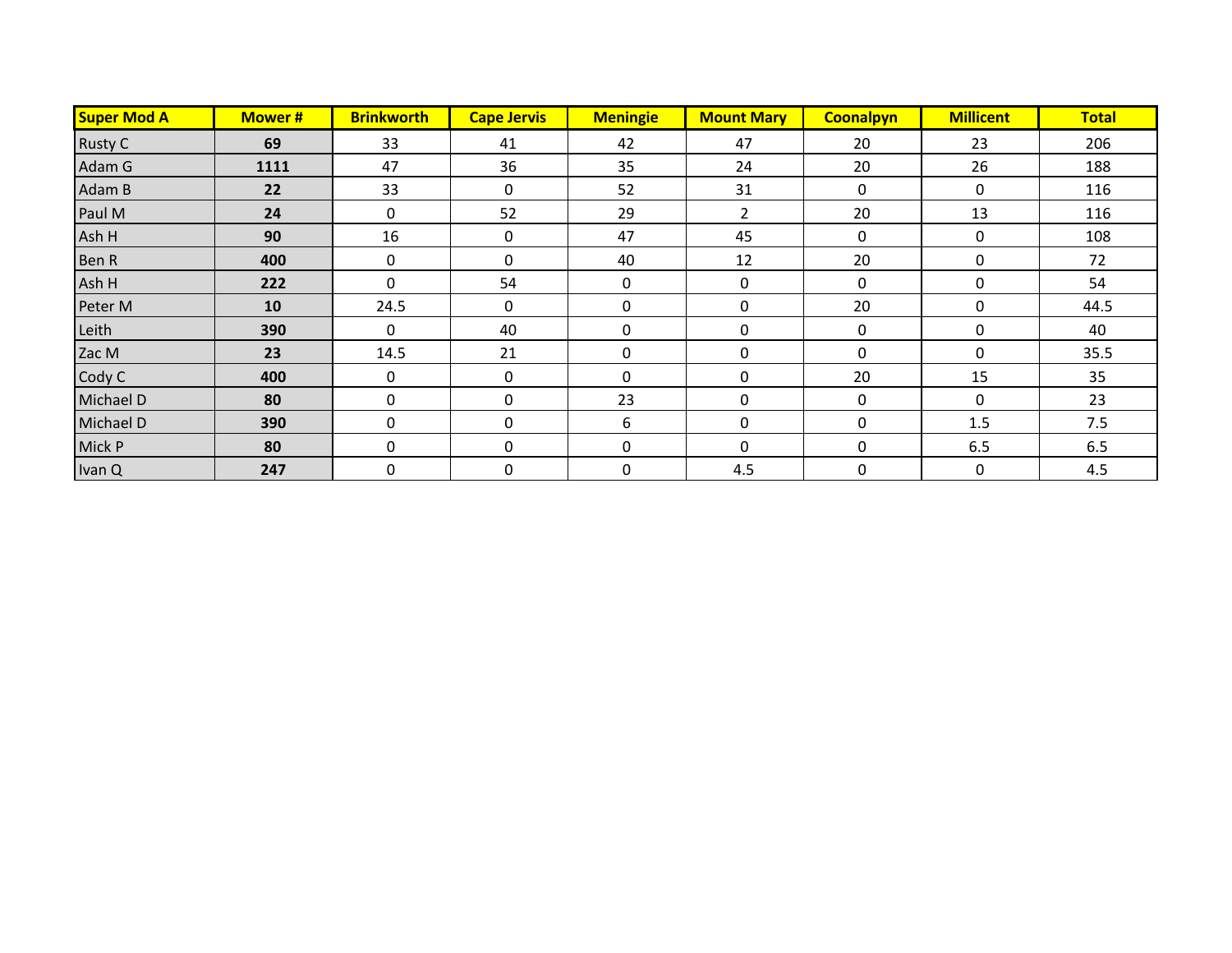| Super Mod A | Mower # | Brinkworth | Cape Jervis | Meningie | Mount Mary | Coonalpyn | Millicent | Total |
|---|---|---|---|---|---|---|---|---|
| Rusty C | **69** | 33 | 41 | 42 | 47 | 20 | 23 | 206 |
| Adam G | **1111** | 47 | 36 | 35 | 24 | 20 | 26 | 188 |
| Adam B | **22** | 33 | 0 | 52 | 31 | 0 | 0 | 116 |
| Paul M | **24** | 0 | 52 | 29 | 2 | 20 | 13 | 116 |
| Ash H | **90** | 16 | 0 | 47 | 45 | 0 | 0 | 108 |
| Ben R | **400** | 0 | 0 | 40 | 12 | 20 | 0 | 72 |
| Ash H | **222** | 0 | 54 | 0 | 0 | 0 | 0 | 54 |
| Peter M | **10** | 24.5 | 0 | 0 | 0 | 20 | 0 | 44.5 |
| Leith | **390** | 0 | 40 | 0 | 0 | 0 | 0 | 40 |
| Zac M | **23** | 14.5 | 21 | 0 | 0 | 0 | 0 | 35.5 |
| Cody C | **400** | 0 | 0 | 0 | 0 | 20 | 15 | 35 |
| Michael D | **80** | 0 | 0 | 23 | 0 | 0 | 0 | 23 |
| Michael D | **390** | 0 | 0 | 6 | 0 | 0 | 1.5 | 7.5 |
| Mick P | **80** | 0 | 0 | 0 | 0 | 0 | 6.5 | 6.5 |
| Ivan Q | **247** | 0 | 0 | 0 | 4.5 | 0 | 0 | 4.5 |